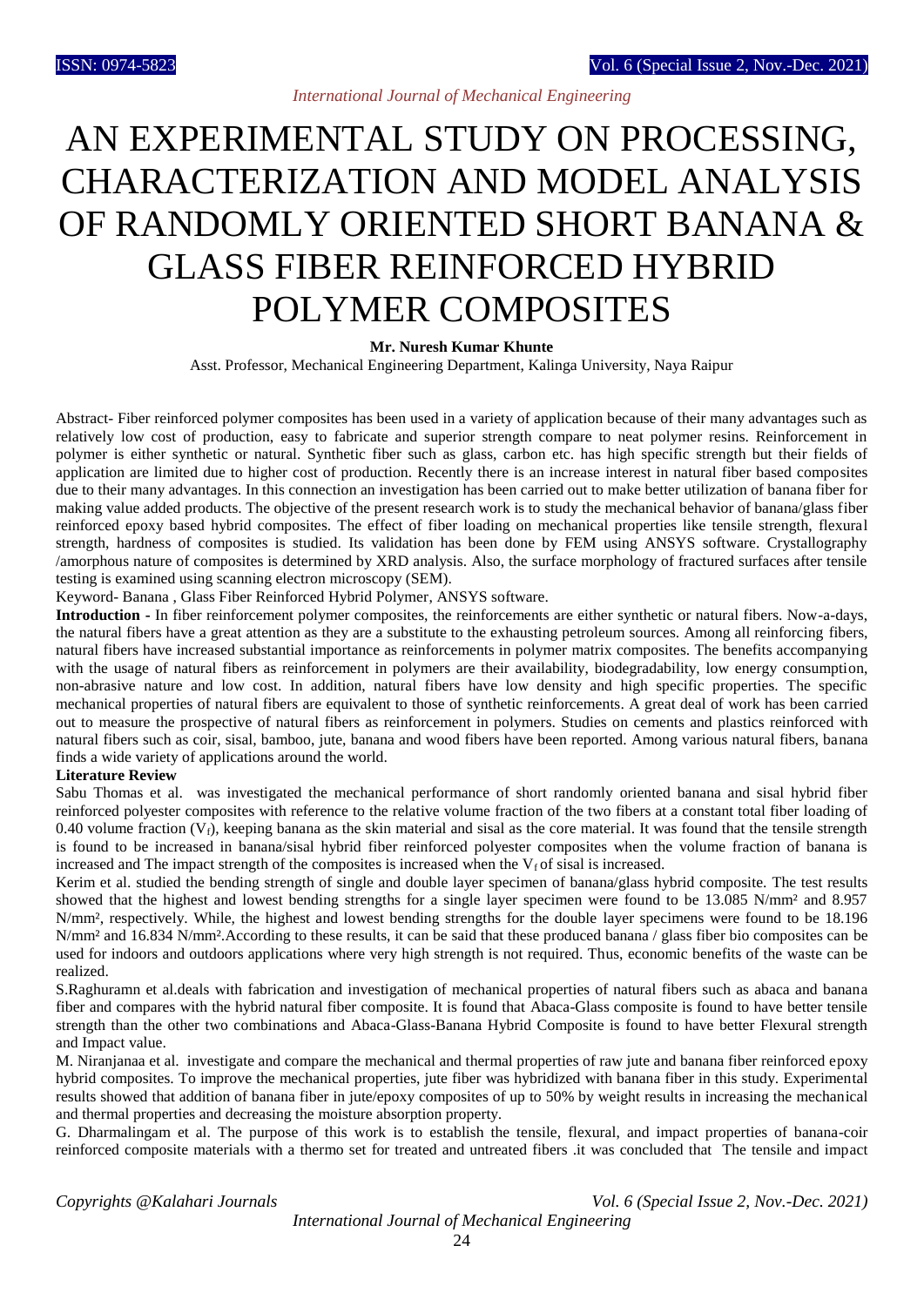# AN EXPERIMENTAL STUDY ON PROCESSING, CHARACTERIZATION AND MODEL ANALYSIS OF RANDOMLY ORIENTED SHORT BANANA & GLASS FIBER REINFORCED HYBRID POLYMER COMPOSITES

**Mr. Nuresh Kumar Khunte**

Asst. Professor, Mechanical Engineering Department, Kalinga University, Naya Raipur

Abstract- Fiber reinforced polymer composites has been used in a variety of application because of their many advantages such as relatively low cost of production, easy to fabricate and superior strength compare to neat polymer resins. Reinforcement in polymer is either synthetic or natural. Synthetic fiber such as glass, carbon etc. has high specific strength but their fields of application are limited due to higher cost of production. Recently there is an increase interest in natural fiber based composites due to their many advantages. In this connection an investigation has been carried out to make better utilization of banana fiber for making value added products. The objective of the present research work is to study the mechanical behavior of banana/glass fiber reinforced epoxy based hybrid composites. The effect of fiber loading on mechanical properties like tensile strength, flexural strength, hardness of composites is studied. Its validation has been done by FEM using ANSYS software. Crystallography /amorphous nature of composites is determined by XRD analysis. Also, the surface morphology of fractured surfaces after tensile testing is examined using scanning electron microscopy (SEM).

Keyword- Banana , Glass Fiber Reinforced Hybrid Polymer, ANSYS software.

**Introduction -** In fiber reinforcement polymer composites, the reinforcements are either synthetic or natural fibers. Now-a-days, the natural fibers have a great attention as they are a substitute to the exhausting petroleum sources. Among all reinforcing fibers, natural fibers have increased substantial importance as reinforcements in polymer matrix composites. The benefits accompanying with the usage of natural fibers as reinforcement in polymers are their availability, biodegradability, low energy consumption, non-abrasive nature and low cost. In addition, natural fibers have low density and high specific properties. The specific mechanical properties of natural fibers are equivalent to those of synthetic reinforcements. A great deal of work has been carried out to measure the prospective of natural fibers as reinforcement in polymers. Studies on cements and plastics reinforced with natural fibers such as coir, sisal, bamboo, jute, banana and wood fibers have been reported. Among various natural fibers, banana finds a wide variety of applications around the world.

## Literature Review

Sabu Thomas et al. was investigated the mechanical performance of short randomly oriented banana and sisal hybrid fiber reinforced polyester composites with reference to the relative volume fraction of the two fibers at a constant total fiber loading of 0.40 volume fraction ($V_f$), keeping banana as the skin material and sisal as the core material. It was found that the tensile strength is found to be increased in banana/sisal hybrid fiber reinforced polyester composites when the volume fraction of banana is increased and The impact strength of the composites is increased when the $V_f$ of sisal is increased.

Kerim et al. studied the bending strength of single and double layer specimen of banana/glass hybrid composite. The test results showed that the highest and lowest bending strengths for a single layer specimen were found to be 13.085 N/mm² and 8.957 N/mm², respectively. While, the highest and lowest bending strengths for the double layer specimens were found to be 18.196 N/mm² and 16.834 N/mm².According to these results, it can be said that these produced banana / glass fiber bio composites can be used for indoors and outdoors applications where very high strength is not required. Thus, economic benefits of the waste can be realized.

S.Raghuramn et al.deals with fabrication and investigation of mechanical properties of natural fibers such as abaca and banana fiber and compares with the hybrid natural fiber composite. It is found that Abaca-Glass composite is found to have better tensile strength than the other two combinations and Abaca-Glass-Banana Hybrid Composite is found to have better Flexural strength and Impact value.

M. Niranjanaa et al. investigate and compare the mechanical and thermal properties of raw jute and banana fiber reinforced epoxy hybrid composites. To improve the mechanical properties, jute fiber was hybridized with banana fiber in this study. Experimental results showed that addition of banana fiber in jute/epoxy composites of up to 50% by weight results in increasing the mechanical and thermal properties and decreasing the moisture absorption property.

G. Dharmalingam et al. The purpose of this work is to establish the tensile, flexural, and impact properties of banana-coir reinforced composite materials with a thermo set for treated and untreated fibers .it was concluded that The tensile and impact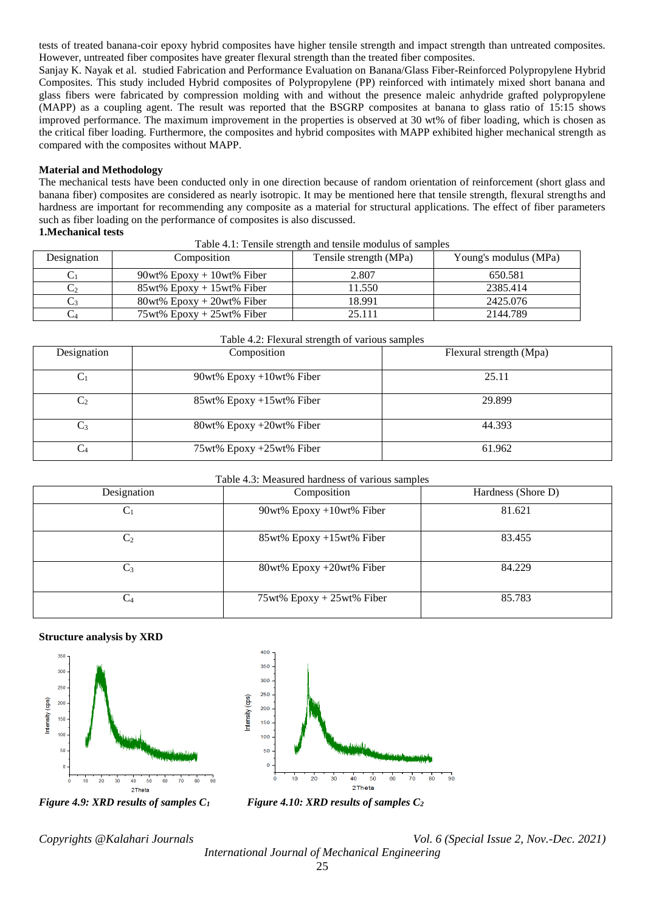tests of treated banana-coir epoxy hybrid composites have higher tensile strength and impact strength than untreated composites. However, untreated fiber composites have greater flexural strength than the treated fiber composites.

Sanjay K. Nayak et al. studied Fabrication and Performance Evaluation on Banana/Glass Fiber-Reinforced Polypropylene Hybrid Composites. This study included Hybrid composites of Polypropylene (PP) reinforced with intimately mixed short banana and glass fibers were fabricated by compression molding with and without the presence maleic anhydride grafted polypropylene (MAPP) as a coupling agent. The result was reported that the BSGRP composites at banana to glass ratio of 15:15 shows improved performance. The maximum improvement in the properties is observed at 30 wt% of fiber loading, which is chosen as the critical fiber loading. Furthermore, the composites and hybrid composites with MAPP exhibited higher mechanical strength as compared with the composites without MAPP.

**Material and Methodology**

The mechanical tests have been conducted only in one direction because of random orientation of reinforcement (short glass and banana fiber) composites are considered as nearly isotropic. It may be mentioned here that tensile strength, flexural strengths and hardness are important for recommending any composite as a material for structural applications. The effect of fiber parameters such as fiber loading on the performance of composites is also discussed.

**1.Mechanical tests**

Table 4.1: Tensile strength and tensile modulus of samples

| Designation | Composition | Tensile strength (MPa) | Young's modulus (MPa) |
|---|---|---|---|
| $C_1$ | 90wt% Epoxy + 10wt% Fiber | 2.807 | 650.581 |
| $C_2$ | 85wt% Epoxy + 15wt% Fiber | 11.550 | 2385.414 |
| $C_3$ | 80wt% Epoxy + 20wt% Fiber | 18.991 | 2425.076 |
| $C_4$ | 75wt% Epoxy + 25wt% Fiber | 25.111 | 2144.789 |

Table 4.2: Flexural strength of various samples

| Designation | Composition | Flexural strength (Mpa) |
|---|---|---|
| $C_1$ | 90wt% Epoxy +10wt% Fiber | 25.11 |
| $C_2$ | 85wt% Epoxy +15wt% Fiber | 29.899 |
| $C_3$ | 80wt% Epoxy +20wt% Fiber | 44.393 |
| $C_4$ | 75wt% Epoxy +25wt% Fiber | 61.962 |

Table 4.3: Measured hardness of various samples

| Designation | Composition | Hardness (Shore D) |
|---|---|---|
| $C_1$ | 90wt% Epoxy +10wt% Fiber | 81.621 |
| $C_2$ | 85wt% Epoxy +15wt% Fiber | 83.455 |
| $C_3$ | 80wt% Epoxy +20wt% Fiber | 84.229 |
| $C_4$ | 75wt% Epoxy + 25wt% Fiber | 85.783 |

**Structure analysis by XRD**

*Figure 4.9: XRD results of samples $C_1$*

*Figure 4.10: XRD results of samples $C_2$*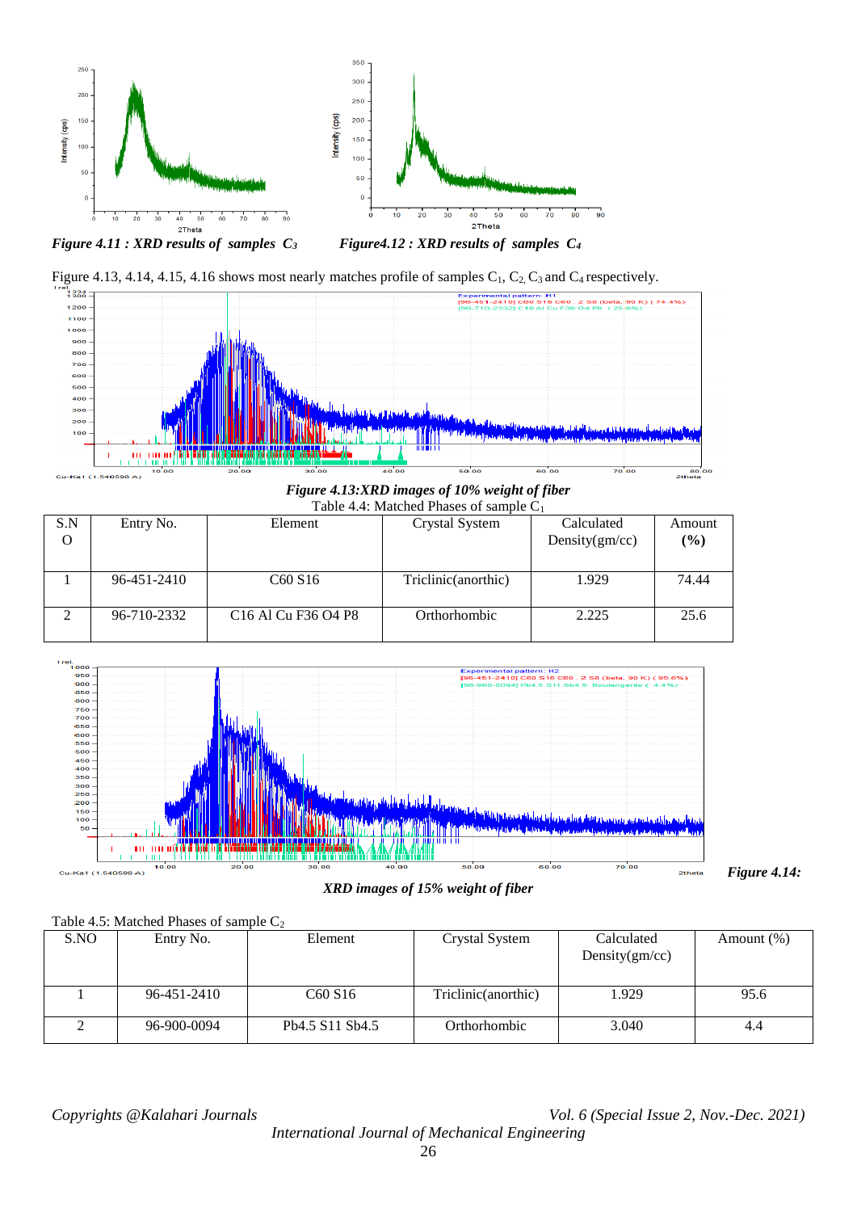*Figure 4.11 : XRD results of samples $C_3$*

*Figure4.12 : XRD results of samples $C_4$*

Figure 4.13, 4.14, 4.15, 4.16 shows most nearly matches profile of samples $C_1$, $C_2$, $C_3$ and $C_4$ respectively.

***Figure 4.13:XRD images of 10% weight of fiber***

Table 4.4: Matched Phases of sample $C_1$

| S.NO | Entry No. | Element | Crystal System | Calculated Density(gm/cc) | Amount **(%)** |
|---|---|---|---|---|---|
| 1 | 96-451-2410 | C60 S16 | Triclinic(anorthic) | 1.929 | 74.44 |
| 2 | 96-710-2332 | C16 Al Cu F36 O4 P8 | Orthorhombic | 2.225 | 25.6 |

***Figure 4.14: XRD images of 15% weight of fiber***

Table 4.5: Matched Phases of sample $C_2$

| S.NO | Entry No. | Element | Crystal System | Calculated Density(gm/cc) | Amount (%) |
|---|---|---|---|---|---|
| 1 | 96-451-2410 | C60 S16 | Triclinic(anorthic) | 1.929 | 95.6 |
| 2 | 96-900-0094 | Pb4.5 S11 Sb4.5 | Orthorhombic | 3.040 | 4.4 |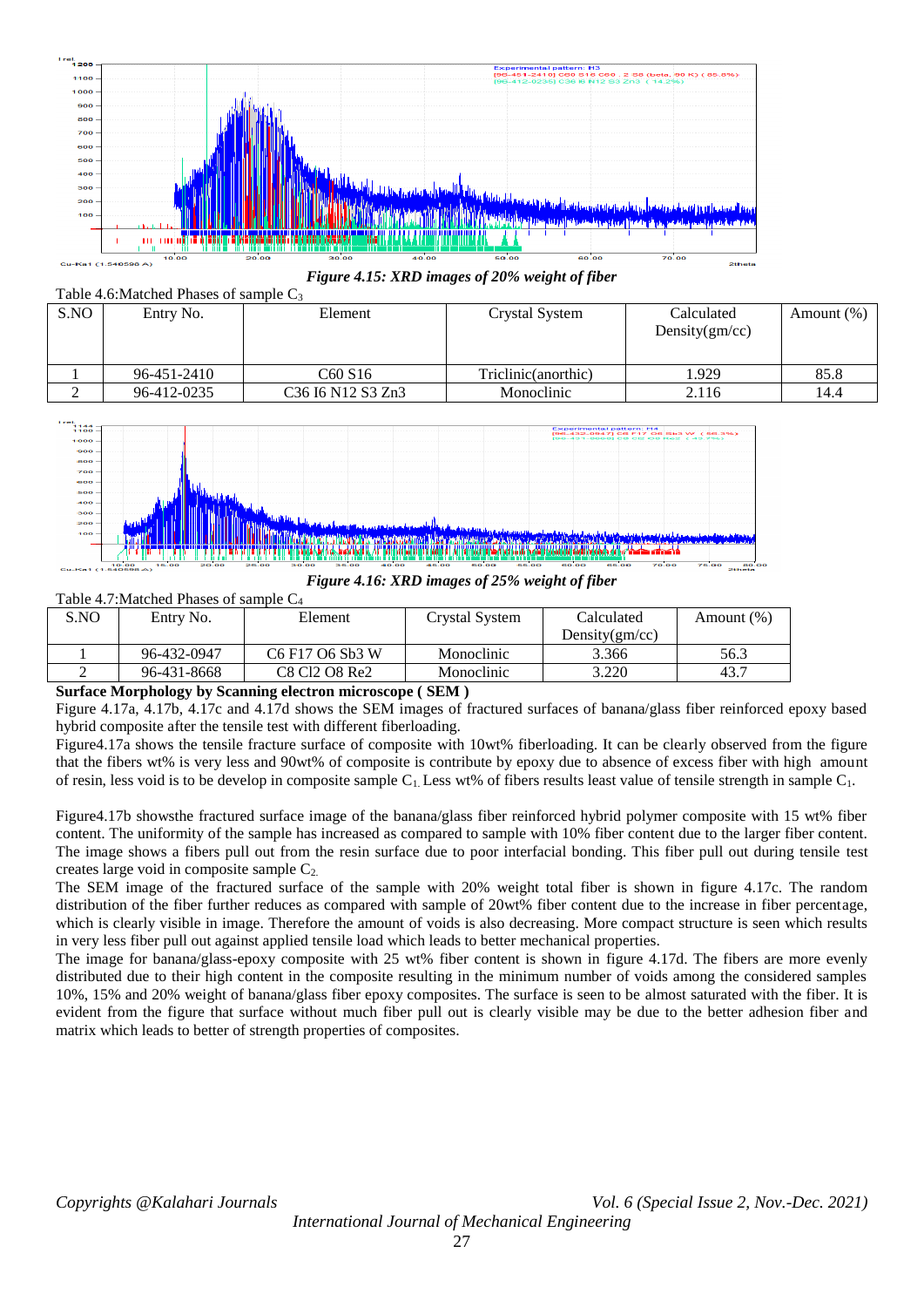*Figure 4.15: XRD images of 20% weight of fiber*

Table 4.6:Matched Phases of sample $C_3$

| S.NO | Entry No. | Element | Crystal System | Calculated Density(gm/cc) | Amount (%) |
|---|---|---|---|---|---|
| 1 | 96-451-2410 | C60 S16 | Triclinic(anorthic) | 1.929 | 85.8 |
| 2 | 96-412-0235 | C36 I6 N12 S3 Zn3 | Monoclinic | 2.116 | 14.4 |

*Figure 4.16: XRD images of 25% weight of fiber*

Table 4.7:Matched Phases of sample $C_4$

| S.NO | Entry No. | Element | Crystal System | Calculated Density(gm/cc) | Amount (%) |
|---|---|---|---|---|---|
| 1 | 96-432-0947 | C6 F17 O6 Sb3 W | Monoclinic | 3.366 | 56.3 |
| 2 | 96-431-8668 | C8 Cl2 O8 Re2 | Monoclinic | 3.220 | 43.7 |

**Surface Morphology by Scanning electron microscope ( SEM )**

Figure 4.17a, 4.17b, 4.17c and 4.17d shows the SEM images of fractured surfaces of banana/glass fiber reinforced epoxy based hybrid composite after the tensile test with different fiberloading.

Figure4.17a shows the tensile fracture surface of composite with 10wt% fiberloading. It can be clearly observed from the figure that the fibers wt% is very less and 90wt% of composite is contribute by epoxy due to absence of excess fiber with high amount of resin, less void is to be develop in composite sample $C_1$. Less wt% of fibers results least value of tensile strength in sample $C_1$.

Figure4.17b showsthe fractured surface image of the banana/glass fiber reinforced hybrid polymer composite with 15 wt% fiber content. The uniformity of the sample has increased as compared to sample with 10% fiber content due to the larger fiber content. The image shows a fibers pull out from the resin surface due to poor interfacial bonding. This fiber pull out during tensile test creates large void in composite sample $C_2$.

The SEM image of the fractured surface of the sample with 20% weight total fiber is shown in figure 4.17c. The random distribution of the fiber further reduces as compared with sample of 20wt% fiber content due to the increase in fiber percentage, which is clearly visible in image. Therefore the amount of voids is also decreasing. More compact structure is seen which results in very less fiber pull out against applied tensile load which leads to better mechanical properties.

The image for banana/glass-epoxy composite with 25 wt% fiber content is shown in figure 4.17d. The fibers are more evenly distributed due to their high content in the composite resulting in the minimum number of voids among the considered samples 10%, 15% and 20% weight of banana/glass fiber epoxy composites. The surface is seen to be almost saturated with the fiber. It is evident from the figure that surface without much fiber pull out is clearly visible may be due to the better adhesion fiber and matrix which leads to better of strength properties of composites.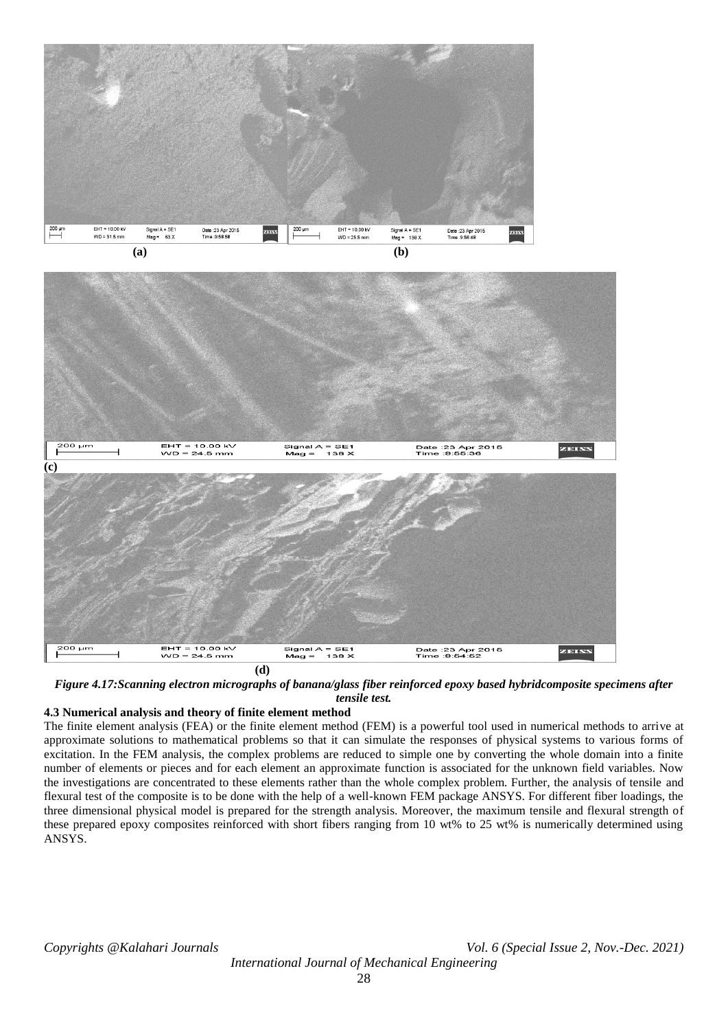(a) (b)

(c)

(d)

***Figure 4.17:Scanning electron micrographs of banana/glass fiber reinforced epoxy based hybridcomposite specimens after tensile test.***

### 4.3 Numerical analysis and theory of finite element method

The finite element analysis (FEA) or the finite element method (FEM) is a powerful tool used in numerical methods to arrive at approximate solutions to mathematical problems so that it can simulate the responses of physical systems to various forms of excitation. In the FEM analysis, the complex problems are reduced to simple one by converting the whole domain into a finite number of elements or pieces and for each element an approximate function is associated for the unknown field variables. Now the investigations are concentrated to these elements rather than the whole complex problem. Further, the analysis of tensile and flexural test of the composite is to be done with the help of a well-known FEM package ANSYS. For different fiber loadings, the three dimensional physical model is prepared for the strength analysis. Moreover, the maximum tensile and flexural strength of these prepared epoxy composites reinforced with short fibers ranging from 10 wt% to 25 wt% is numerically determined using ANSYS.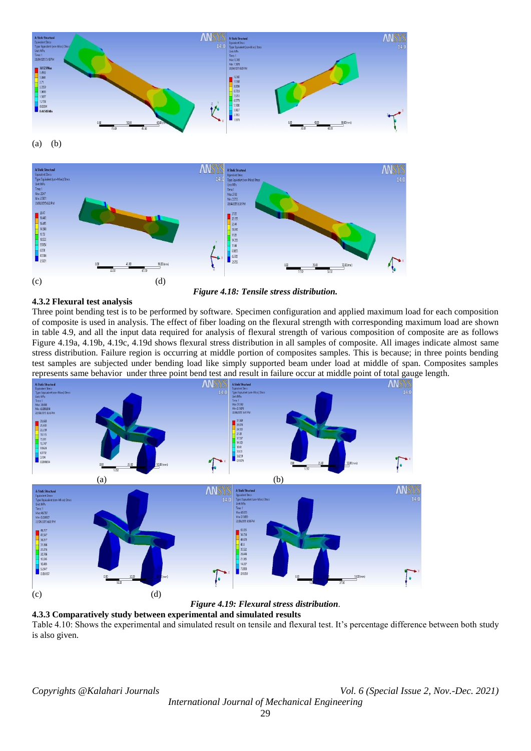(a) (b)

(c) (d)

*Figure 4.18: Tensile stress distribution.*

### 4.3.2 Flexural test analysis

Three point bending test is to be performed by software. Specimen configuration and applied maximum load for each composition of composite is used in analysis. The effect of fiber loading on the flexural strength with corresponding maximum load are shown in table 4.9, and all the input data required for analysis of flexural strength of various composition of composite are as follows Figure 4.19a, 4.19b, 4.19c, 4.19d shows flexural stress distribution in all samples of composite. All images indicate almost same stress distribution. Failure region is occurring at middle portion of composites samples. This is because; in three points bending test samples are subjected under bending load like simply supported beam under load at middle of span. Composites samples represents same behavior under three point bend test and result in failure occur at middle point of total gauge length.

(a) (b)

(c) (d)

*Figure 4.19: Flexural stress distribution*.

### 4.3.3 Comparatively study between experimental and simulated results

Table 4.10: Shows the experimental and simulated result on tensile and flexural test. It's percentage difference between both study is also given.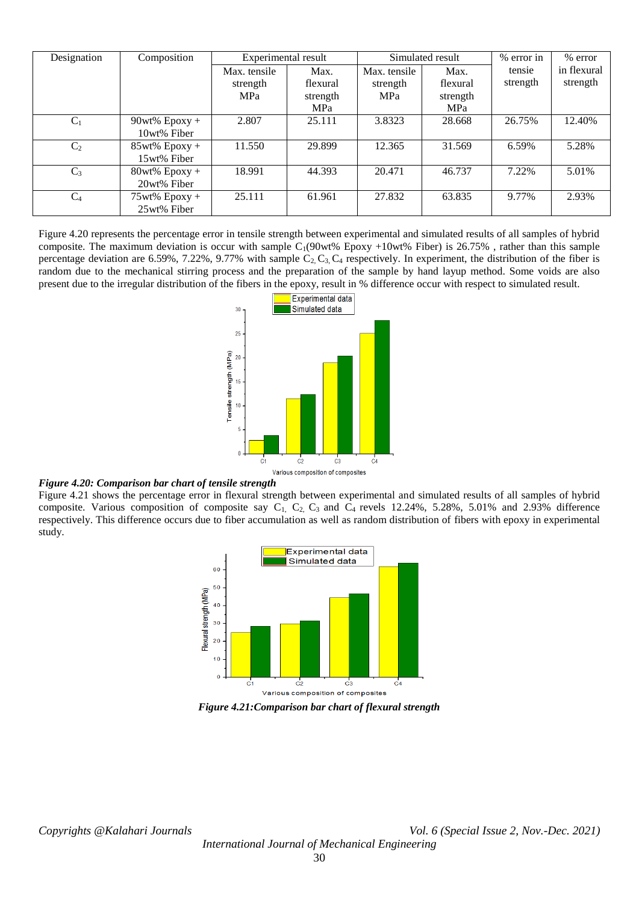| Designation | Composition | Experimental result | | Simulated result | | % error in tensie strength | % error in flexural strength |
|---|---|---|---|---|---|---|---|
| | | Max. tensile strength MPa | Max. flexural strength MPa | Max. tensile strength MPa | Max. flexural strength MPa | | |
| $C_1$ | 90wt% Epoxy + 10wt% Fiber | 2.807 | 25.111 | 3.8323 | 28.668 | 26.75% | 12.40% |
| $C_2$ | 85wt% Epoxy + 15wt% Fiber | 11.550 | 29.899 | 12.365 | 31.569 | 6.59% | 5.28% |
| $C_3$ | 80wt% Epoxy + 20wt% Fiber | 18.991 | 44.393 | 20.471 | 46.737 | 7.22% | 5.01% |
| $C_4$ | 75wt% Epoxy + 25wt% Fiber | 25.111 | 61.961 | 27.832 | 63.835 | 9.77% | 2.93% |

Figure 4.20 represents the percentage error in tensile strength between experimental and simulated results of all samples of hybrid composite. The maximum deviation is occur with sample $C_1$(90wt% Epoxy +10wt% Fiber) is 26.75% , rather than this sample percentage deviation are 6.59%, 7.22%, 9.77% with sample $C_2$, $C_3$, $C_4$ respectively. In experiment, the distribution of the fiber is random due to the mechanical stirring process and the preparation of the sample by hand layup method. Some voids are also present due to the irregular distribution of the fibers in the epoxy, result in % difference occur with respect to simulated result.

***Figure 4.20: Comparison bar chart of tensile strength***

Figure 4.21 shows the percentage error in flexural strength between experimental and simulated results of all samples of hybrid composite. Various composition of composite say $C_1$, $C_2$, $C_3$ and $C_4$ revels 12.24%, 5.28%, 5.01% and 2.93% difference respectively. This difference occurs due to fiber accumulation as well as random distribution of fibers with epoxy in experimental study.

***Figure 4.21:Comparison bar chart of flexural strength***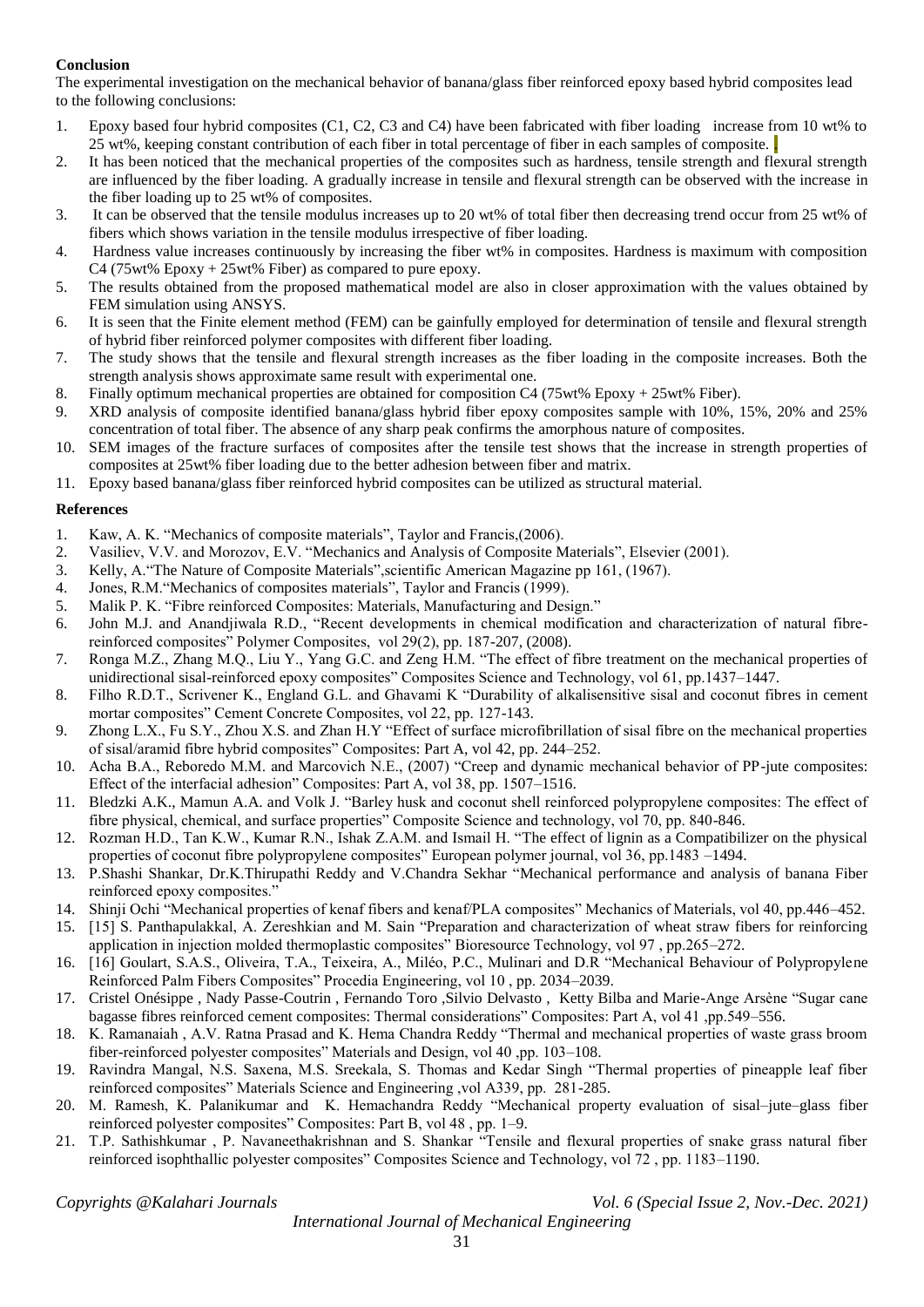**Conclusion**

The experimental investigation on the mechanical behavior of banana/glass fiber reinforced epoxy based hybrid composites lead to the following conclusions:

1. Epoxy based four hybrid composites (C1, C2, C3 and C4) have been fabricated with fiber loading increase from 10 wt% to 25 wt%, keeping constant contribution of each fiber in total percentage of fiber in each samples of composite.
2. It has been noticed that the mechanical properties of the composites such as hardness, tensile strength and flexural strength are influenced by the fiber loading. A gradually increase in tensile and flexural strength can be observed with the increase in the fiber loading up to 25 wt% of composites.
3. It can be observed that the tensile modulus increases up to 20 wt% of total fiber then decreasing trend occur from 25 wt% of fibers which shows variation in the tensile modulus irrespective of fiber loading.
4. Hardness value increases continuously by increasing the fiber wt% in composites. Hardness is maximum with composition C4 (75wt% Epoxy + 25wt% Fiber) as compared to pure epoxy.
5. The results obtained from the proposed mathematical model are also in closer approximation with the values obtained by FEM simulation using ANSYS.
6. It is seen that the Finite element method (FEM) can be gainfully employed for determination of tensile and flexural strength of hybrid fiber reinforced polymer composites with different fiber loading.
7. The study shows that the tensile and flexural strength increases as the fiber loading in the composite increases. Both the strength analysis shows approximate same result with experimental one.
8. Finally optimum mechanical properties are obtained for composition C4 (75wt% Epoxy + 25wt% Fiber).
9. XRD analysis of composite identified banana/glass hybrid fiber epoxy composites sample with 10%, 15%, 20% and 25% concentration of total fiber. The absence of any sharp peak confirms the amorphous nature of composites.
10. SEM images of the fracture surfaces of composites after the tensile test shows that the increase in strength properties of composites at 25wt% fiber loading due to the better adhesion between fiber and matrix.
11. Epoxy based banana/glass fiber reinforced hybrid composites can be utilized as structural material.

**References**

1. Kaw, A. K. "Mechanics of composite materials", Taylor and Francis,(2006).
2. Vasiliev, V.V. and Morozov, E.V. "Mechanics and Analysis of Composite Materials", Elsevier (2001).
3. Kelly, A."The Nature of Composite Materials",scientific American Magazine pp 161, (1967).
4. Jones, R.M."Mechanics of composites materials", Taylor and Francis (1999).
5. Malik P. K. "Fibre reinforced Composites: Materials, Manufacturing and Design."
6. John M.J. and Anandjiwala R.D., "Recent developments in chemical modification and characterization of natural fibre-reinforced composites" Polymer Composites, vol 29(2), pp. 187-207, (2008).
7. Ronga M.Z., Zhang M.Q., Liu Y., Yang G.C. and Zeng H.M. "The effect of fibre treatment on the mechanical properties of unidirectional sisal-reinforced epoxy composites" Composites Science and Technology, vol 61, pp.1437–1447.
8. Filho R.D.T., Scrivener K., England G.L. and Ghavami K "Durability of alkalisensitive sisal and coconut fibres in cement mortar composites" Cement Concrete Composites, vol 22, pp. 127-143.
9. Zhong L.X., Fu S.Y., Zhou X.S. and Zhan H.Y "Effect of surface microfibrillation of sisal fibre on the mechanical properties of sisal/aramid fibre hybrid composites" Composites: Part A, vol 42, pp. 244–252.
10. Acha B.A., Reboredo M.M. and Marcovich N.E., (2007) "Creep and dynamic mechanical behavior of PP-jute composites: Effect of the interfacial adhesion" Composites: Part A, vol 38, pp. 1507–1516.
11. Bledzki A.K., Mamun A.A. and Volk J. "Barley husk and coconut shell reinforced polypropylene composites: The effect of fibre physical, chemical, and surface properties" Composite Science and technology, vol 70, pp. 840-846.
12. Rozman H.D., Tan K.W., Kumar R.N., Ishak Z.A.M. and Ismail H. "The effect of lignin as a Compatibilizer on the physical properties of coconut fibre polypropylene composites" European polymer journal, vol 36, pp.1483 –1494.
13. P.Shashi Shankar, Dr.K.Thirupathi Reddy and V.Chandra Sekhar "Mechanical performance and analysis of banana Fiber reinforced epoxy composites."
14. Shinji Ochi "Mechanical properties of kenaf fibers and kenaf/PLA composites" Mechanics of Materials, vol 40, pp.446–452.
15. [15] S. Panthapulakkal, A. Zereshkian and M. Sain "Preparation and characterization of wheat straw fibers for reinforcing application in injection molded thermoplastic composites" Bioresource Technology, vol 97 , pp.265–272.
16. [16] Goulart, S.A.S., Oliveira, T.A., Teixeira, A., Miléo, P.C., Mulinari and D.R "Mechanical Behaviour of Polypropylene Reinforced Palm Fibers Composites" Procedia Engineering, vol 10 , pp. 2034–2039.
17. Cristel Onésippe , Nady Passe-Coutrin , Fernando Toro ,Silvio Delvasto , Ketty Bilba and Marie-Ange Arsène "Sugar cane bagasse fibres reinforced cement composites: Thermal considerations" Composites: Part A, vol 41 ,pp.549–556.
18. K. Ramanaiah , A.V. Ratna Prasad and K. Hema Chandra Reddy "Thermal and mechanical properties of waste grass broom fiber-reinforced polyester composites" Materials and Design, vol 40 ,pp. 103–108.
19. Ravindra Mangal, N.S. Saxena, M.S. Sreekala, S. Thomas and Kedar Singh "Thermal properties of pineapple leaf fiber reinforced composites" Materials Science and Engineering ,vol A339, pp. 281-285.
20. M. Ramesh, K. Palanikumar and K. Hemachandra Reddy "Mechanical property evaluation of sisal–jute–glass fiber reinforced polyester composites" Composites: Part B, vol 48 , pp. 1–9.
21. T.P. Sathishkumar , P. Navaneethakrishnan and S. Shankar "Tensile and flexural properties of snake grass natural fiber reinforced isophthallic polyester composites" Composites Science and Technology, vol 72 , pp. 1183–1190.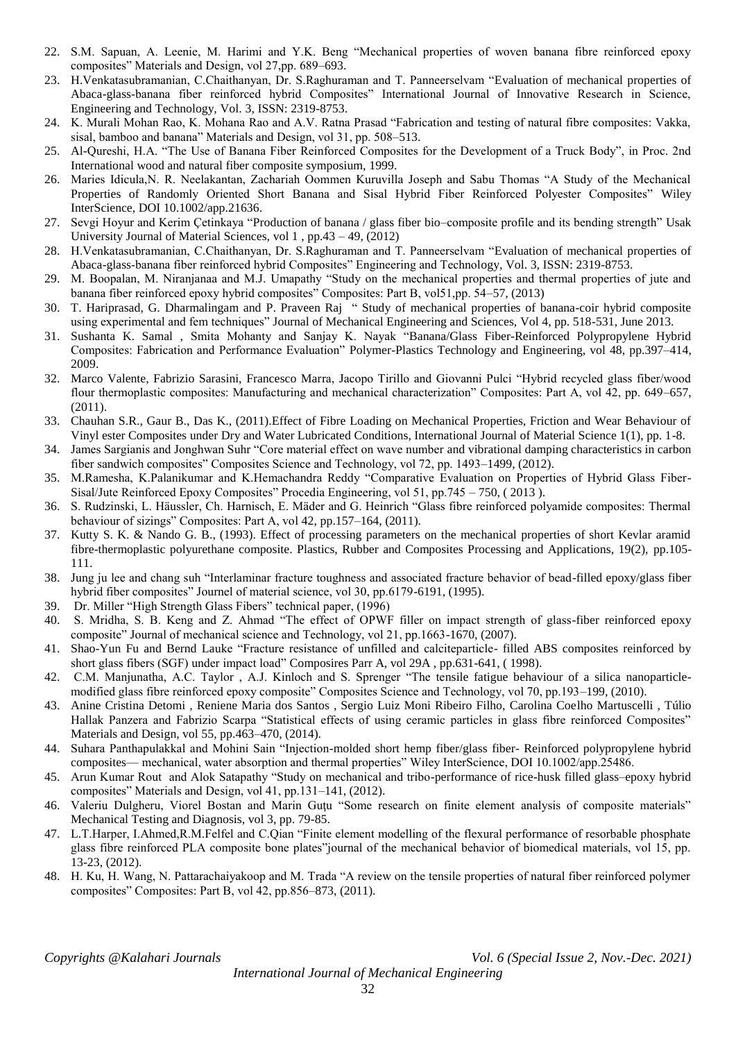22. S.M. Sapuan, A. Leenie, M. Harimi and Y.K. Beng "Mechanical properties of woven banana fibre reinforced epoxy composites" Materials and Design, vol 27,pp. 689–693.
23. H.Venkatasubramanian, C.Chaithanyan, Dr. S.Raghuraman and T. Panneerselvam "Evaluation of mechanical properties of Abaca-glass-banana fiber reinforced hybrid Composites" International Journal of Innovative Research in Science, Engineering and Technology, Vol. 3, ISSN: 2319-8753.
24. K. Murali Mohan Rao, K. Mohana Rao and A.V. Ratna Prasad "Fabrication and testing of natural fibre composites: Vakka, sisal, bamboo and banana" Materials and Design, vol 31, pp. 508–513.
25. Al-Qureshi, H.A. "The Use of Banana Fiber Reinforced Composites for the Development of a Truck Body", in Proc. 2nd International wood and natural fiber composite symposium, 1999.
26. Maries Idicula,N. R. Neelakantan, Zachariah Oommen Kuruvilla Joseph and Sabu Thomas "A Study of the Mechanical Properties of Randomly Oriented Short Banana and Sisal Hybrid Fiber Reinforced Polyester Composites" Wiley InterScience, DOI 10.1002/app.21636.
27. Sevgi Hoyur and Kerim Çetinkaya "Production of banana / glass fiber bio–composite profile and its bending strength" Usak University Journal of Material Sciences, vol 1 , pp.43 – 49, (2012)
28. H.Venkatasubramanian, C.Chaithanyan, Dr. S.Raghuraman and T. Panneerselvam "Evaluation of mechanical properties of Abaca-glass-banana fiber reinforced hybrid Composites" Engineering and Technology, Vol. 3, ISSN: 2319-8753.
29. M. Boopalan, M. Niranjanaa and M.J. Umapathy "Study on the mechanical properties and thermal properties of jute and banana fiber reinforced epoxy hybrid composites" Composites: Part B, vol51,pp. 54–57, (2013)
30. T. Hariprasad, G. Dharmalingam and P. Praveen Raj " Study of mechanical properties of banana-coir hybrid composite using experimental and fem techniques" Journal of Mechanical Engineering and Sciences, Vol 4, pp. 518-531, June 2013.
31. Sushanta K. Samal , Smita Mohanty and Sanjay K. Nayak "Banana/Glass Fiber-Reinforced Polypropylene Hybrid Composites: Fabrication and Performance Evaluation" Polymer-Plastics Technology and Engineering, vol 48, pp.397–414, 2009.
32. Marco Valente, Fabrizio Sarasini, Francesco Marra, Jacopo Tirillo and Giovanni Pulci "Hybrid recycled glass fiber/wood flour thermoplastic composites: Manufacturing and mechanical characterization" Composites: Part A, vol 42, pp. 649–657, (2011).
33. Chauhan S.R., Gaur B., Das K., (2011).Effect of Fibre Loading on Mechanical Properties, Friction and Wear Behaviour of Vinyl ester Composites under Dry and Water Lubricated Conditions, International Journal of Material Science 1(1), pp. 1-8.
34. James Sargianis and Jonghwan Suhr "Core material effect on wave number and vibrational damping characteristics in carbon fiber sandwich composites" Composites Science and Technology, vol 72, pp. 1493–1499, (2012).
35. M.Ramesha, K.Palanikumar and K.Hemachandra Reddy "Comparative Evaluation on Properties of Hybrid Glass Fiber-Sisal/Jute Reinforced Epoxy Composites" Procedia Engineering, vol 51, pp.745 – 750, ( 2013 ).
36. S. Rudzinski, L. Häussler, Ch. Harnisch, E. Mäder and G. Heinrich "Glass fibre reinforced polyamide composites: Thermal behaviour of sizings" Composites: Part A, vol 42, pp.157–164, (2011).
37. Kutty S. K. & Nando G. B., (1993). Effect of processing parameters on the mechanical properties of short Kevlar aramid fibre-thermoplastic polyurethane composite. Plastics, Rubber and Composites Processing and Applications, 19(2), pp.105-111.
38. Jung ju lee and chang suh "Interlaminar fracture toughness and associated fracture behavior of bead-filled epoxy/glass fiber hybrid fiber composites" Journel of material science, vol 30, pp.6179-6191, (1995).
39. Dr. Miller "High Strength Glass Fibers" technical paper, (1996)
40. S. Mridha, S. B. Keng and Z. Ahmad "The effect of OPWF filler on impact strength of glass-fiber reinforced epoxy composite" Journal of mechanical science and Technology, vol 21, pp.1663-1670, (2007).
41. Shao-Yun Fu and Bernd Lauke "Fracture resistance of unfilled and calciteparticle- filled ABS composites reinforced by short glass fibers (SGF) under impact load" Composires Parr A, vol 29A , pp.631-641, ( 1998).
42. C.M. Manjunatha, A.C. Taylor , A.J. Kinloch and S. Sprenger "The tensile fatigue behaviour of a silica nanoparticle-modified glass fibre reinforced epoxy composite" Composites Science and Technology, vol 70, pp.193–199, (2010).
43. Anine Cristina Detomi , Reniene Maria dos Santos , Sergio Luiz Moni Ribeiro Filho, Carolina Coelho Martuscelli , Túlio Hallak Panzera and Fabrizio Scarpa "Statistical effects of using ceramic particles in glass fibre reinforced Composites" Materials and Design, vol 55, pp.463–470, (2014).
44. Suhara Panthapulakkal and Mohini Sain "Injection-molded short hemp fiber/glass fiber- Reinforced polypropylene hybrid composites— mechanical, water absorption and thermal properties" Wiley InterScience, DOI 10.1002/app.25486.
45. Arun Kumar Rout and Alok Satapathy "Study on mechanical and tribo-performance of rice-husk filled glass–epoxy hybrid composites" Materials and Design, vol 41, pp.131–141, (2012).
46. Valeriu Dulgheru, Viorel Bostan and Marin Guţu "Some research on finite element analysis of composite materials" Mechanical Testing and Diagnosis, vol 3, pp. 79-85.
47. L.T.Harper, I.Ahmed,R.M.Felfel and C.Qian "Finite element modelling of the flexural performance of resorbable phosphate glass fibre reinforced PLA composite bone plates"journal of the mechanical behavior of biomedical materials, vol 15, pp. 13-23, (2012).
48. H. Ku, H. Wang, N. Pattarachaiyakoop and M. Trada "A review on the tensile properties of natural fiber reinforced polymer composites" Composites: Part B, vol 42, pp.856–873, (2011).